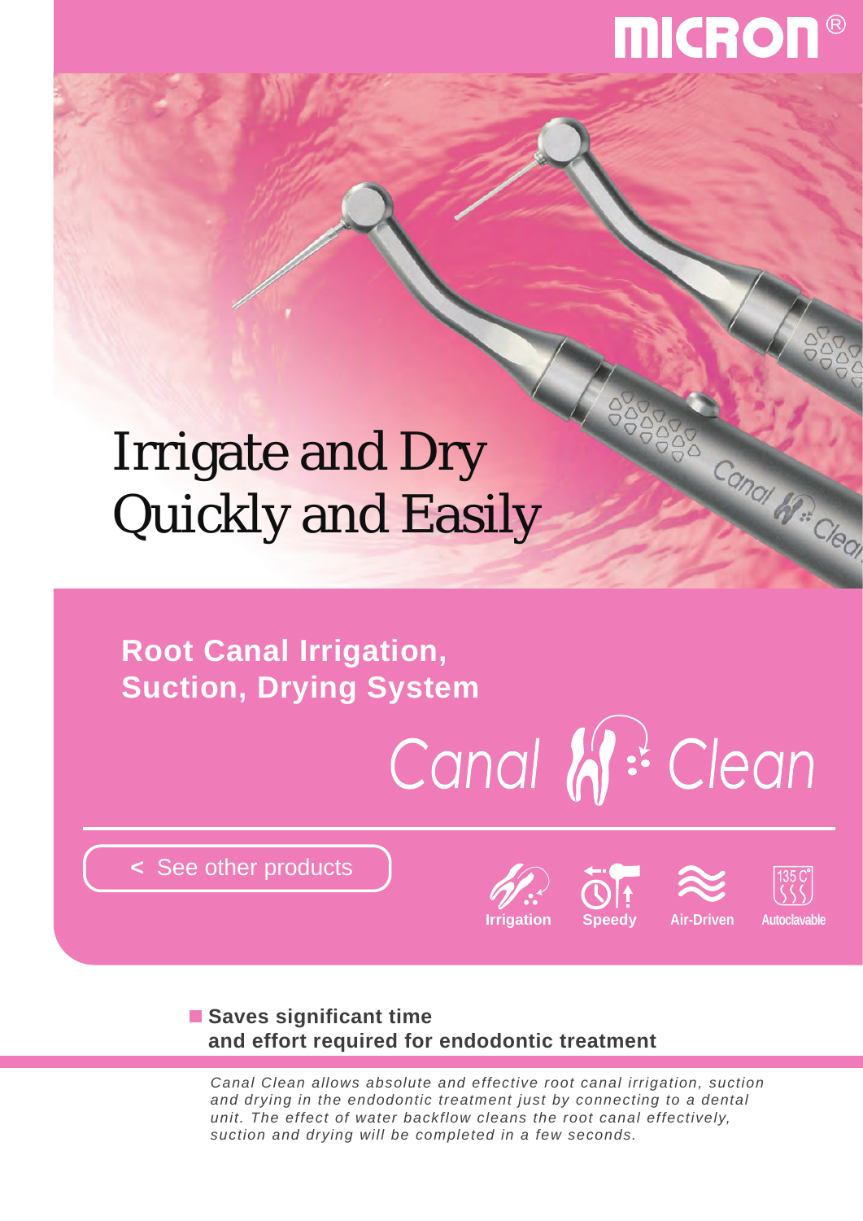MICRON®

# Irrigate and Dry Quickly and Easily

## Root Canal Irrigation, Suction, Drying System

Canal Clean

< See other products

Irrigation | Speedy | Air-Driven | Autoclavable

135 C°

### Saves significant time and effort required for endodontic treatment

*Canal Clean allows absolute and effective root canal irrigation, suction and drying in the endodontic treatment just by connecting to a dental unit. The effect of water backflow cleans the root canal effectively, suction and drying will be completed in a few seconds.*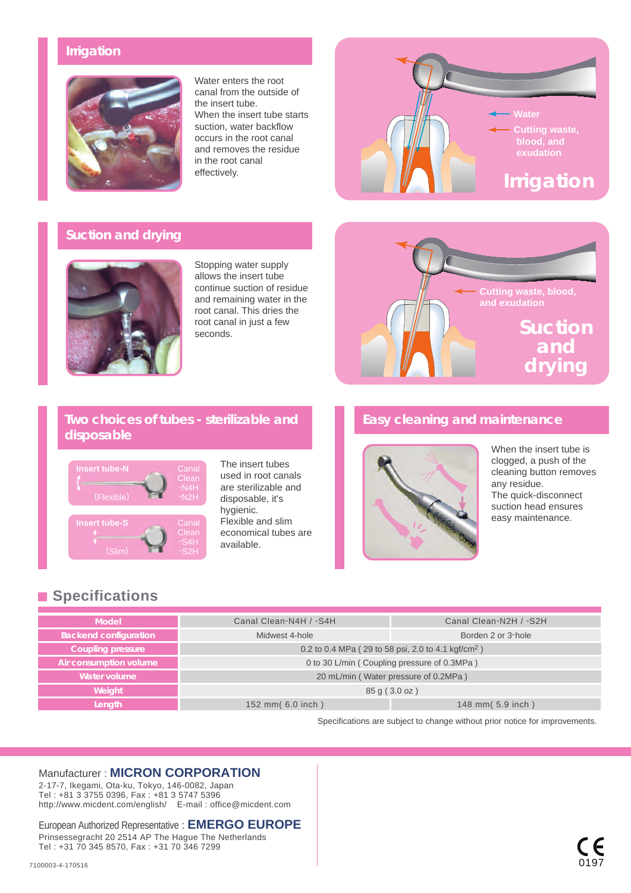## Irrigation

Water enters the root canal from the outside of the insert tube.
When the insert tube starts suction, water backflow occurs in the root canal and removes the residue in the root canal effectively.

Water
Cutting waste, blood, and exudation
Irrigation

## Suction and drying

Stopping water supply allows the insert tube continue suction of residue and remaining water in the root canal. This dries the root canal in just a few seconds.

Cutting waste, blood, and exudation
Suction and drying

## Two choices of tubes - sterilizable and disposable

Insert tube-N (Flexible) Canal Clean -N4H -N2H

Insert tube-S (Slim) Canal Clean -S4H -S2H

The insert tubes used in root canals are sterilizable and disposable, it's hygienic.
Flexible and slim economical tubes are available.

## Easy cleaning and maintenance

When the insert tube is clogged, a push of the cleaning button removes any residue.
The quick-disconnect suction head ensures easy maintenance.

## Specifications

| Model | Canal Clean-N4H / -S4H | Canal Clean-N2H / -S2H |
|---|---|---|
| Backend configuration | Midwest 4-hole | Borden 2 or 3-hole |
| Coupling pressure | 0.2 to 0.4 MPa ( 29 to 58 psi, 2.0 to 4.1 kgf/cm$^2$ ) | |
| Air consumption volume | 0 to 30 L/min ( Coupling pressure of 0.3MPa ) | |
| Water volume | 20 mL/min ( Water pressure of 0.2MPa ) | |
| Weight | 85 g ( 3.0 oz ) | |
| Length | 152 mm( 6.0 inch ) | 148 mm( 5.9 inch ) |

Specifications are subject to change without prior notice for improvements.

Manufacturer : **MICRON CORPORATION**
2-17-7, Ikegami, Ota-ku, Tokyo, 146-0082, Japan
Tel : +81 3 3755 0396, Fax : +81 3 5747 5396
http://www.micdent.com/english/ E-mail : office@micdent.com

European Authorized Representative : **EMERGO EUROPE**
Prinsessegracht 20 2514 AP The Hague The Netherlands
Tel : +31 70 345 8570, Fax : +31 70 346 7299

7100003-4-170516

CE 0197